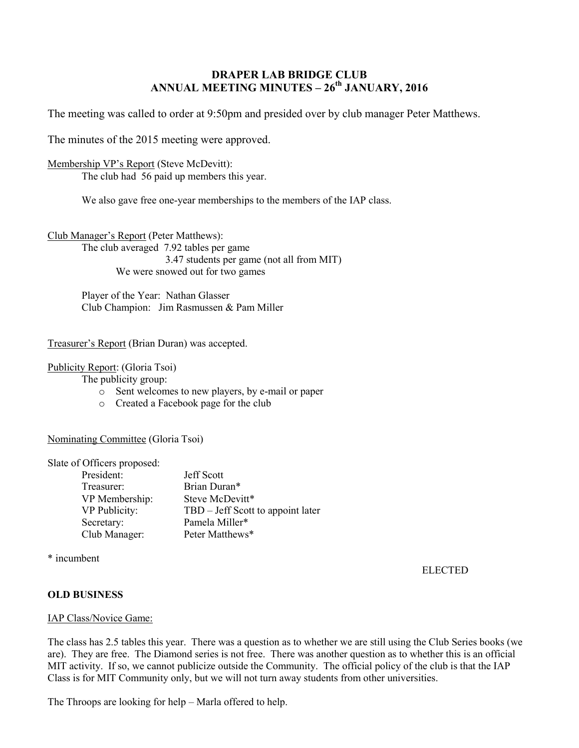# DRAPER LAB BRIDGE CLUB
## ANNUAL MEETING MINUTES – 26th JANUARY, 2016

The meeting was called to order at 9:50pm and presided over by club manager Peter Matthews.

The minutes of the 2015 meeting were approved.

Membership VP's Report (Steve McDevitt):

The club had 56 paid up members this year.

We also gave free one-year memberships to the members of the IAP class.

Club Manager's Report (Peter Matthews):

The club averaged 7.92 tables per game
3.47 students per game (not all from MIT)
We were snowed out for two games

Player of the Year: Nathan Glasser
Club Champion: Jim Rasmussen & Pam Miller

Treasurer's Report (Brian Duran) was accepted.

Publicity Report: (Gloria Tsoi)

The publicity group:

- Sent welcomes to new players, by e-mail or paper
- Created a Facebook page for the club

Nominating Committee (Gloria Tsoi)

Slate of Officers proposed:

| | |
|---|---|
| President: | Jeff Scott |
| Treasurer: | Brian Duran* |
| VP Membership: | Steve McDevitt* |
| VP Publicity: | TBD – Jeff Scott to appoint later |
| Secretary: | Pamela Miller* |
| Club Manager: | Peter Matthews* |

* incumbent

ELECTED

**OLD BUSINESS**

IAP Class/Novice Game:

The class has 2.5 tables this year. There was a question as to whether we are still using the Club Series books (we are). They are free. The Diamond series is not free. There was another question as to whether this is an official MIT activity. If so, we cannot publicize outside the Community. The official policy of the club is that the IAP Class is for MIT Community only, but we will not turn away students from other universities.

The Throops are looking for help – Marla offered to help.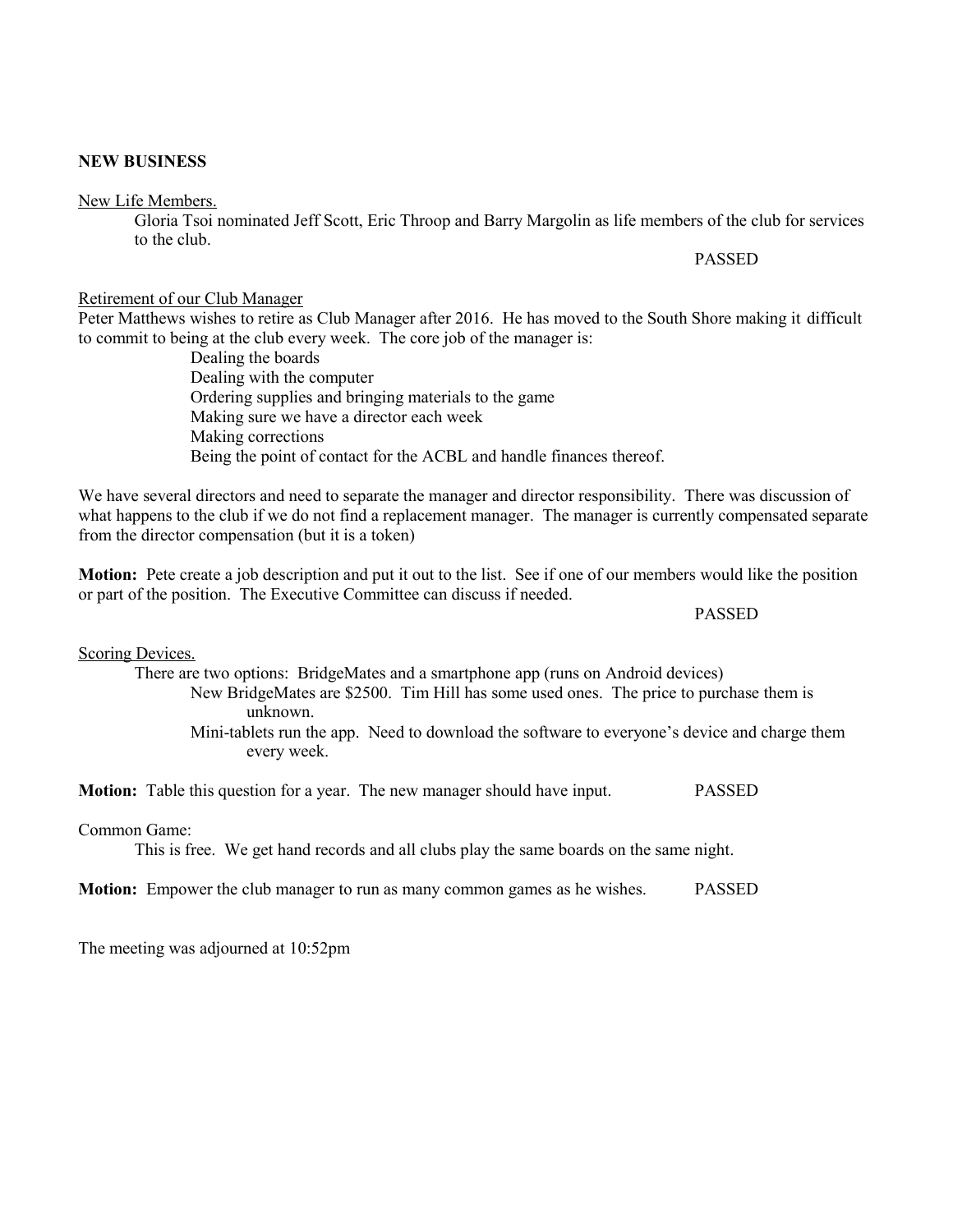**NEW BUSINESS**

New Life Members.

Gloria Tsoi nominated Jeff Scott, Eric Throop and Barry Margolin as life members of the club for services to the club.

PASSED

Retirement of our Club Manager

Peter Matthews wishes to retire as Club Manager after 2016. He has moved to the South Shore making it difficult to commit to being at the club every week. The core job of the manager is:

- Dealing the boards
- Dealing with the computer
- Ordering supplies and bringing materials to the game
- Making sure we have a director each week
- Making corrections
- Being the point of contact for the ACBL and handle finances thereof.

We have several directors and need to separate the manager and director responsibility. There was discussion of what happens to the club if we do not find a replacement manager. The manager is currently compensated separate from the director compensation (but it is a token)

**Motion:** Pete create a job description and put it out to the list. See if one of our members would like the position or part of the position. The Executive Committee can discuss if needed.

PASSED

Scoring Devices.

There are two options: BridgeMates and a smartphone app (runs on Android devices)

- New BridgeMates are $2500. Tim Hill has some used ones. The price to purchase them is unknown.
- Mini-tablets run the app. Need to download the software to everyone's device and charge them every week.

**Motion:** Table this question for a year. The new manager should have input. PASSED

Common Game:

This is free. We get hand records and all clubs play the same boards on the same night.

**Motion:** Empower the club manager to run as many common games as he wishes. PASSED

The meeting was adjourned at 10:52pm